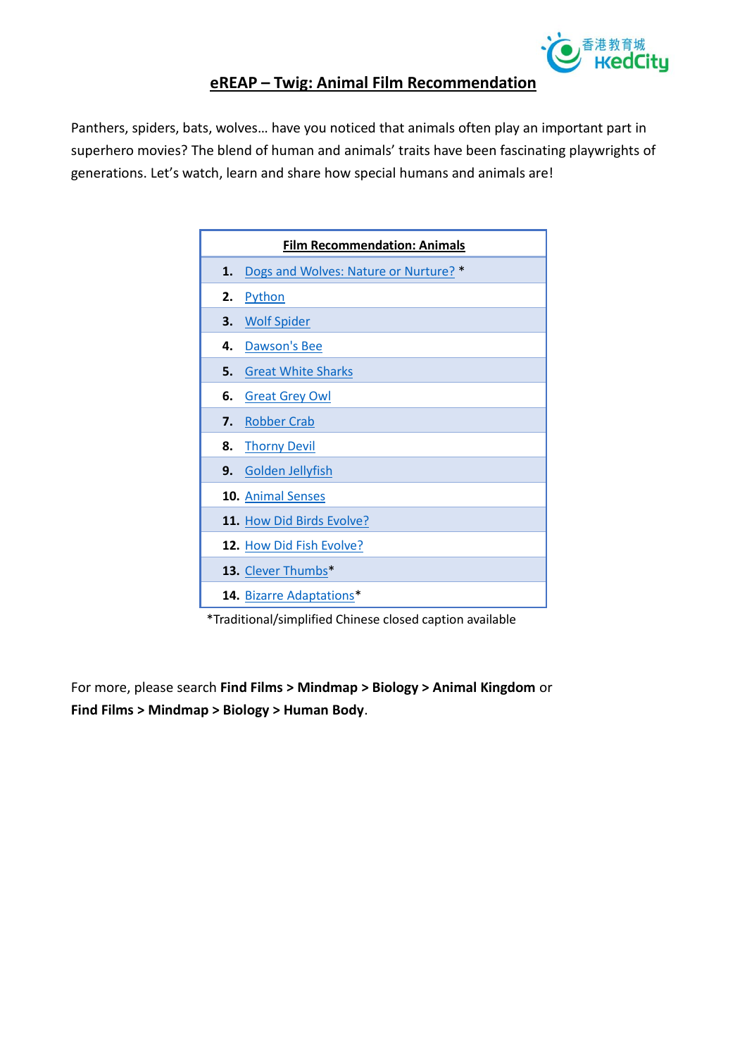# eREAP – Twig: Animal Film Recommendation

Panthers, spiders, bats, wolves… have you noticed that animals often play an important part in superhero movies? The blend of human and animals' traits have been fascinating playwrights of generations. Let's watch, learn and share how special humans and animals are!

| Film Recommendation: Animals |
|---|
| **1.** Dogs and Wolves: Nature or Nurture? * |
| **2.** Python |
| **3.** Wolf Spider |
| **4.** Dawson's Bee |
| **5.** Great White Sharks |
| **6.** Great Grey Owl |
| **7.** Robber Crab |
| **8.** Thorny Devil |
| **9.** Golden Jellyfish |
| **10.** Animal Senses |
| **11.** How Did Birds Evolve? |
| **12.** How Did Fish Evolve? |
| **13.** Clever Thumbs* |
| **14.** Bizarre Adaptations* |

*Traditional/simplified Chinese closed caption available

For more, please search **Find Films > Mindmap > Biology > Animal Kingdom** or **Find Films > Mindmap > Biology > Human Body**.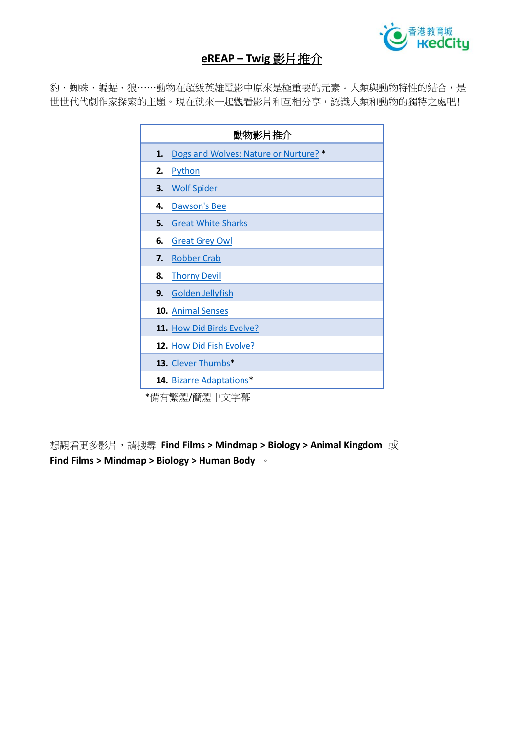# eREAP – Twig 影片推介

豹、蜘蛛、蝙蝠、狼……動物在超級英雄電影中原來是極重要的元素。人類與動物特性的結合，是世世代代劇作家探索的主題。現在就來一起觀看影片和互相分享，認識人類和動物的獨特之處吧!

| 動物影片推介 |
|---|
| **1.** Dogs and Wolves: Nature or Nurture? * |
| **2.** Python |
| **3.** Wolf Spider |
| **4.** Dawson's Bee |
| **5.** Great White Sharks |
| **6.** Great Grey Owl |
| **7.** Robber Crab |
| **8.** Thorny Devil |
| **9.** Golden Jellyfish |
| **10.** Animal Senses |
| **11.** How Did Birds Evolve? |
| **12.** How Did Fish Evolve? |
| **13.** Clever Thumbs* |
| **14.** Bizarre Adaptations* |

*備有繁體/簡體中文字幕

想觀看更多影片，請搜尋 **Find Films > Mindmap > Biology > Animal Kingdom** 或 **Find Films > Mindmap > Biology > Human Body** 。